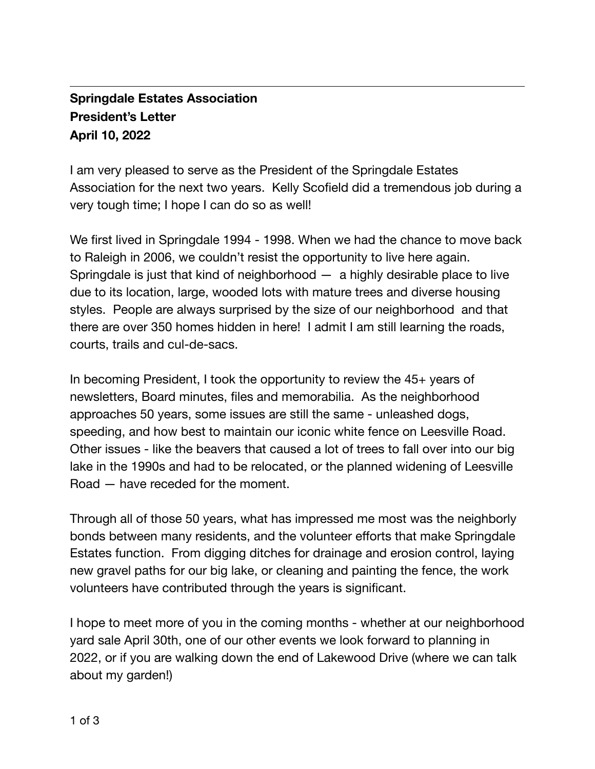**Springdale Estates Association**
**President's Letter**
**April 10, 2022**

I am very pleased to serve as the President of the Springdale Estates Association for the next two years. Kelly Scofield did a tremendous job during a very tough time; I hope I can do so as well!

We first lived in Springdale 1994 - 1998. When we had the chance to move back to Raleigh in 2006, we couldn't resist the opportunity to live here again. Springdale is just that kind of neighborhood — a highly desirable place to live due to its location, large, wooded lots with mature trees and diverse housing styles. People are always surprised by the size of our neighborhood and that there are over 350 homes hidden in here! I admit I am still learning the roads, courts, trails and cul-de-sacs.

In becoming President, I took the opportunity to review the 45+ years of newsletters, Board minutes, files and memorabilia. As the neighborhood approaches 50 years, some issues are still the same - unleashed dogs, speeding, and how best to maintain our iconic white fence on Leesville Road. Other issues - like the beavers that caused a lot of trees to fall over into our big lake in the 1990s and had to be relocated, or the planned widening of Leesville Road — have receded for the moment.

Through all of those 50 years, what has impressed me most was the neighborly bonds between many residents, and the volunteer efforts that make Springdale Estates function. From digging ditches for drainage and erosion control, laying new gravel paths for our big lake, or cleaning and painting the fence, the work volunteers have contributed through the years is significant.

I hope to meet more of you in the coming months - whether at our neighborhood yard sale April 30th, one of our other events we look forward to planning in 2022, or if you are walking down the end of Lakewood Drive (where we can talk about my garden!)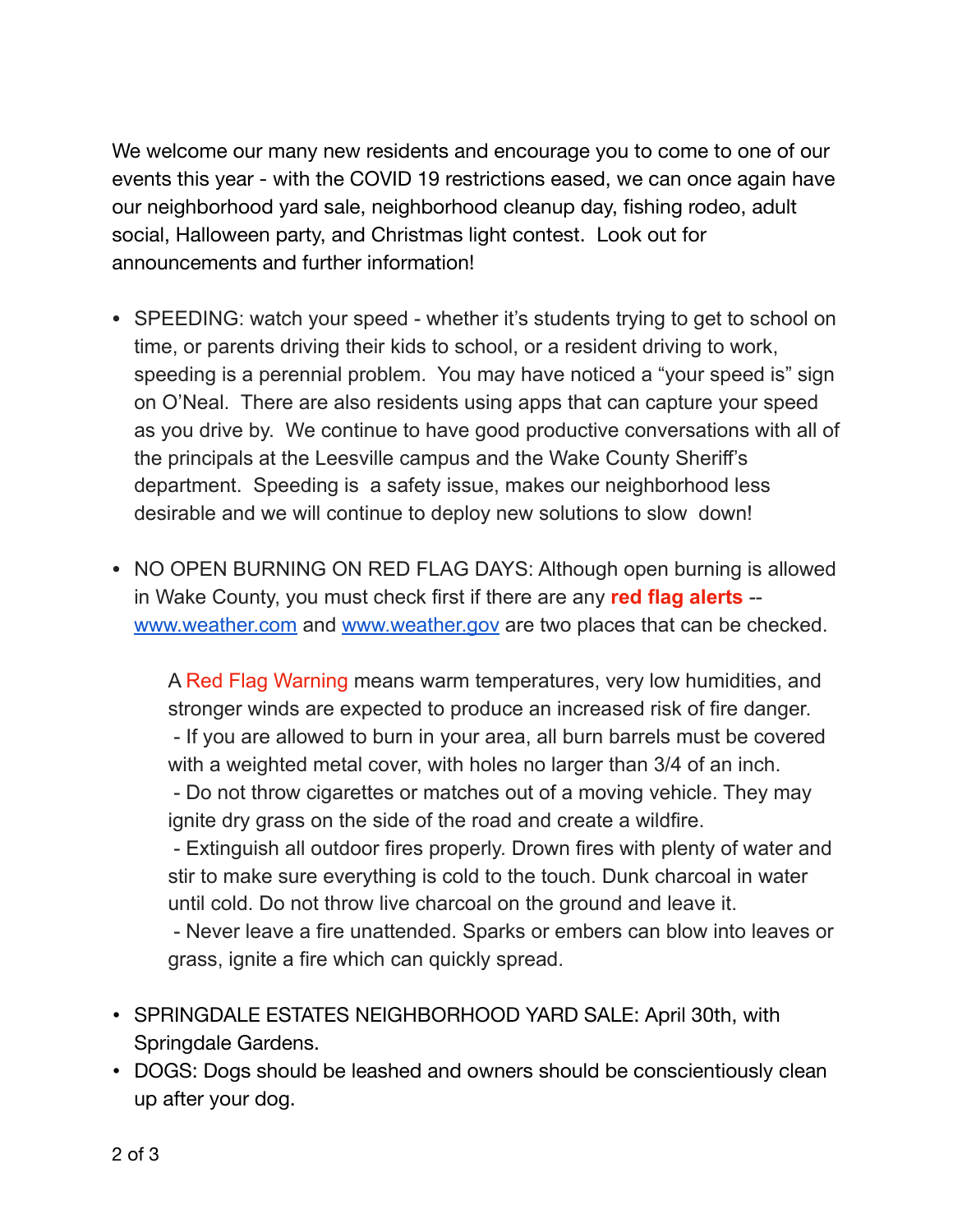We welcome our many new residents and encourage you to come to one of our events this year - with the COVID 19 restrictions eased, we can once again have our neighborhood yard sale, neighborhood cleanup day, fishing rodeo, adult social, Halloween party, and Christmas light contest. Look out for announcements and further information!

- SPEEDING: watch your speed - whether it's students trying to get to school on time, or parents driving their kids to school, or a resident driving to work, speeding is a perennial problem. You may have noticed a "your speed is" sign on O'Neal. There are also residents using apps that can capture your speed as you drive by. We continue to have good productive conversations with all of the principals at the Leesville campus and the Wake County Sheriff's department. Speeding is a safety issue, makes our neighborhood less desirable and we will continue to deploy new solutions to slow down!

- NO OPEN BURNING ON RED FLAG DAYS: Although open burning is allowed in Wake County, you must check first if there are any **red flag alerts** -- [www.weather.com](http://www.weather.com) and [www.weather.gov](http://www.weather.gov) are two places that can be checked.

  A Red Flag Warning means warm temperatures, very low humidities, and stronger winds are expected to produce an increased risk of fire danger.
  - If you are allowed to burn in your area, all burn barrels must be covered with a weighted metal cover, with holes no larger than 3/4 of an inch.
  - Do not throw cigarettes or matches out of a moving vehicle. They may ignite dry grass on the side of the road and create a wildfire.
  - Extinguish all outdoor fires properly. Drown fires with plenty of water and stir to make sure everything is cold to the touch. Dunk charcoal in water until cold. Do not throw live charcoal on the ground and leave it.
  - Never leave a fire unattended. Sparks or embers can blow into leaves or grass, ignite a fire which can quickly spread.

- SPRINGDALE ESTATES NEIGHBORHOOD YARD SALE: April 30th, with Springdale Gardens.
- DOGS: Dogs should be leashed and owners should be conscientiously clean up after your dog.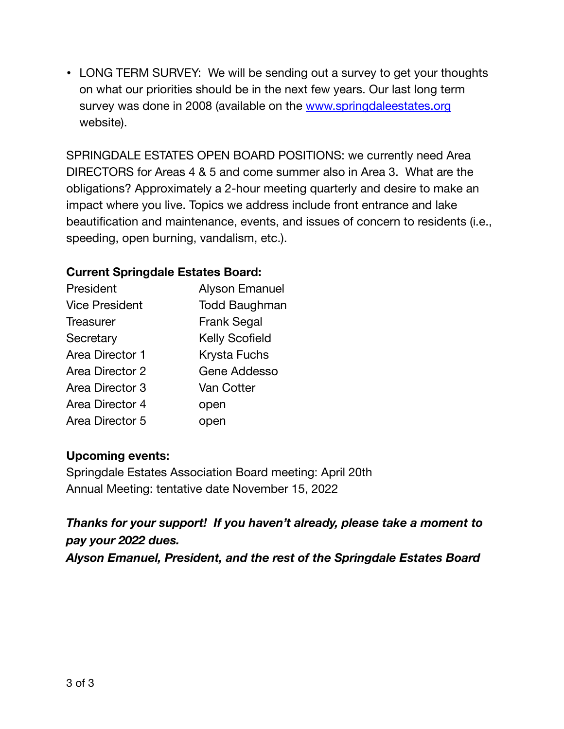- LONG TERM SURVEY: We will be sending out a survey to get your thoughts on what our priorities should be in the next few years. Our last long term survey was done in 2008 (available on the [www.springdaleestates.org](http://www.springdaleestates.org) website).

SPRINGDALE ESTATES OPEN BOARD POSITIONS: we currently need Area DIRECTORS for Areas 4 & 5 and come summer also in Area 3. What are the obligations? Approximately a 2-hour meeting quarterly and desire to make an impact where you live. Topics we address include front entrance and lake beautification and maintenance, events, and issues of concern to residents (i.e., speeding, open burning, vandalism, etc.).

**Current Springdale Estates Board:**

| | |
|---|---|
| President | Alyson Emanuel |
| Vice President | Todd Baughman |
| Treasurer | Frank Segal |
| Secretary | Kelly Scofield |
| Area Director 1 | Krysta Fuchs |
| Area Director 2 | Gene Addesso |
| Area Director 3 | Van Cotter |
| Area Director 4 | open |
| Area Director 5 | open |

**Upcoming events:**

Springdale Estates Association Board meeting: April 20th
Annual Meeting: tentative date November 15, 2022

***Thanks for your support! If you haven't already, please take a moment to pay your 2022 dues.***
***Alyson Emanuel, President, and the rest of the Springdale Estates Board***